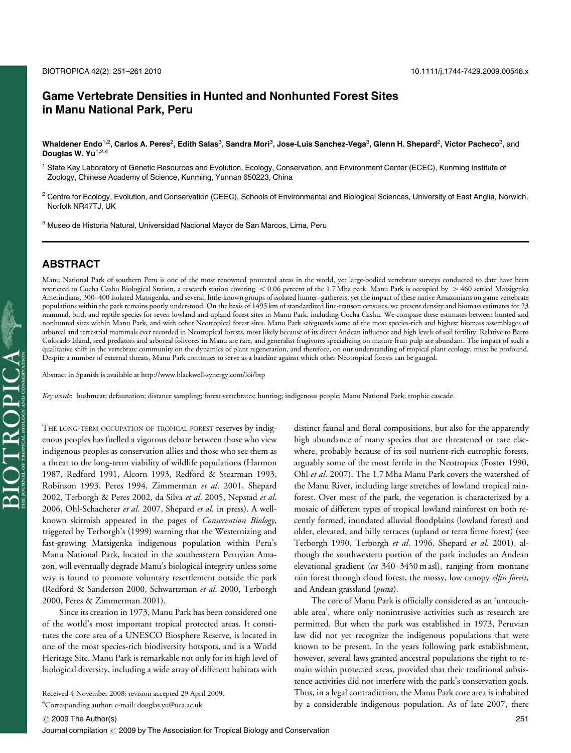# Game Vertebrate Densities in Hunted and Nonhunted Forest Sites in Manu National Park, Peru

**Whaldener Endo[1,2], Carlos A. Peres[2], Edith Salas[3], Sandra Mori[3], Jose-Luis Sanchez-Vega[3], Glenn H. Shepard[2], Victor Pacheco[3], and Douglas W. Yu[1,2,4]**

[1] State Key Laboratory of Genetic Resources and Evolution, Ecology, Conservation, and Environment Center (ECEC), Kunming Institute of Zoology, Chinese Academy of Science, Kunming, Yunnan 650223, China

[2] Centre for Ecology, Evolution, and Conservation (CEEC), Schools of Environmental and Biological Sciences, University of East Anglia, Norwich, Norfolk NR47TJ, UK

[3] Museo de Historia Natural, Universidad Nacional Mayor de San Marcos, Lima, Peru

## ABSTRACT

Manu National Park of southern Peru is one of the most renowned protected areas in the world, yet large-bodied vertebrate surveys conducted to date have been restricted to Cocha Cashu Biological Station, a research station covering < 0.06 percent of the 1.7 Mha park. Manu Park is occupied by > 460 settled Matsigenka Amerindians, 300–400 isolated Matsigenka, and several, little-known groups of isolated hunter–gatherers, yet the impact of these native Amazonians on game vertebrate populations within the park remains poorly understood. On the basis of 1495 km of standardized line-transect censuses, we present density and biomass estimates for 23 mammal, bird, and reptile species for seven lowland and upland forest sites in Manu Park, including Cocha Cashu. We compare these estimates between hunted and nonhunted sites within Manu Park, and with other Neotropical forest sites. Manu Park safeguards some of the most species-rich and highest biomass assemblages of arboreal and terrestrial mammals ever recorded in Neotropical forests, most likely because of its direct Andean influence and high levels of soil fertility. Relative to Barro Colorado Island, seed predators and arboreal folivores in Manu are rare, and generalist frugivores specializing on mature fruit pulp are abundant. The impact of such a qualitative shift in the vertebrate community on the dynamics of plant regeneration, and therefore, on our understanding of tropical plant ecology, must be profound. Despite a number of external threats, Manu Park continues to serve as a baseline against which other Neotropical forests can be gauged.

Abstract in Spanish is available at http://www.blackwell-synergy.com/loi/btp

*Key words*: bushmeat; defaunation; distance sampling; forest vertebrates; hunting; indigenous people; Manu National Park; trophic cascade.

THE LONG-TERM OCCUPATION OF TROPICAL FOREST reserves by indigenous peoples has fuelled a vigorous debate between those who view indigenous peoples as conservation allies and those who see them as a threat to the long-term viability of wildlife populations (Harmon 1987, Redford 1991, Alcorn 1993, Redford & Stearman 1993, Robinson 1993, Peres 1994, Zimmerman *et al*. 2001, Shepard 2002, Terborgh & Peres 2002, da Silva *et al*. 2005, Nepstad *et al*. 2006, Ohl-Schacherer *et al*. 2007, Shepard *et al*. in press). A well-known skirmish appeared in the pages of *Conservation Biology*, triggered by Terborgh's (1999) warning that the Westernizing and fast-growing Matsigenka indigenous population within Peru's Manu National Park, located in the southeastern Peruvian Amazon, will eventually degrade Manu's biological integrity unless some way is found to promote voluntary resettlement outside the park (Redford & Sanderson 2000, Schwartzman *et al*. 2000, Terborgh 2000, Peres & Zimmerman 2001).

Since its creation in 1973, Manu Park has been considered one of the world's most important tropical protected areas. It constitutes the core area of a UNESCO Biosphere Reserve, is located in one of the most species-rich biodiversity hotspots, and is a World Heritage Site. Manu Park is remarkable not only for its high level of biological diversity, including a wide array of different habitats with distinct faunal and floral compositions, but also for the apparently high abundance of many species that are threatened or rare elsewhere, probably because of its soil nutrient-rich eutrophic forests, arguably some of the most fertile in the Neotropics (Foster 1990, Ohl *et al*. 2007). The 1.7 Mha Manu Park covers the watershed of the Manu River, including large stretches of lowland tropical rainforest. Over most of the park, the vegetation is characterized by a mosaic of different types of tropical lowland rainforest on both recently formed, inundated alluvial floodplains (lowland forest) and older, elevated, and hilly terraces (upland or terra firme forest) (see Terborgh 1990, Terborgh *et al*. 1996, Shepard *et al*. 2001), although the southwestern portion of the park includes an Andean elevational gradient (*ca* 340–3450 m asl), ranging from montane rain forest through cloud forest, the mossy, low canopy *elfin forest*, and Andean grassland (*puna*).

The core of Manu Park is officially considered as an 'untouchable area', where only nonintrusive activities such as research are permitted. But when the park was established in 1973, Peruvian law did not yet recognize the indigenous populations that were known to be present. In the years following park establishment, however, several laws granted ancestral populations the right to remain within protected areas, provided that their traditional subsistence activities did not interfere with the park's conservation goals. Thus, in a legal contradiction, the Manu Park core area is inhabited by a considerable indigenous population. As of late 2007, there

Received 4 November 2008; revision accepted 29 April 2009.

[4]Corresponding author; e-mail: douglas.yu@uea.ac.uk

© 2009 The Author(s)

Journal compilation © 2009 by The Association for Tropical Biology and Conservation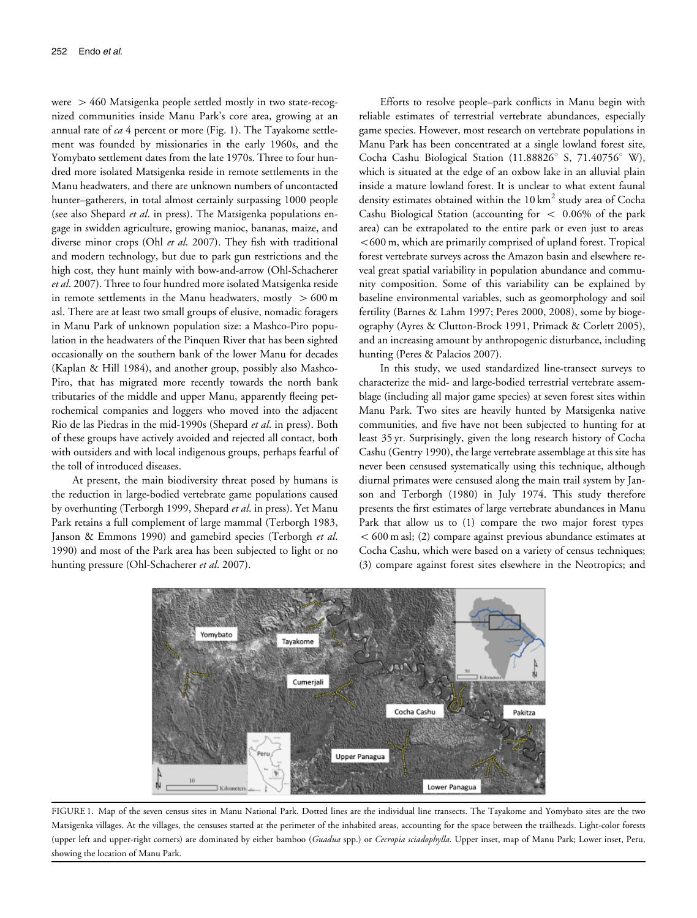were > 460 Matsigenka people settled mostly in two state-recognized communities inside Manu Park's core area, growing at an annual rate of *ca* 4 percent or more (Fig. 1). The Tayakome settlement was founded by missionaries in the early 1960s, and the Yomybato settlement dates from the late 1970s. Three to four hundred more isolated Matsigenka reside in remote settlements in the Manu headwaters, and there are unknown numbers of uncontacted hunter–gatherers, in total almost certainly surpassing 1000 people (see also Shepard *et al.* in press). The Matsigenka populations engage in swidden agriculture, growing manioc, bananas, maize, and diverse minor crops (Ohl *et al.* 2007). They fish with traditional and modern technology, but due to park gun restrictions and the high cost, they hunt mainly with bow-and-arrow (Ohl-Schacherer *et al.* 2007). Three to four hundred more isolated Matsigenka reside in remote settlements in the Manu headwaters, mostly > 600 m asl. There are at least two small groups of elusive, nomadic foragers in Manu Park of unknown population size: a Mashco-Piro population in the headwaters of the Pinquen River that has been sighted occasionally on the southern bank of the lower Manu for decades (Kaplan & Hill 1984), and another group, possibly also Mashco-Piro, that has migrated more recently towards the north bank tributaries of the middle and upper Manu, apparently fleeing petrochemical companies and loggers who moved into the adjacent Rio de las Piedras in the mid-1990s (Shepard *et al.* in press). Both of these groups have actively avoided and rejected all contact, both with outsiders and with local indigenous groups, perhaps fearful of the toll of introduced diseases.

At present, the main biodiversity threat posed by humans is the reduction in large-bodied vertebrate game populations caused by overhunting (Terborgh 1999, Shepard *et al.* in press). Yet Manu Park retains a full complement of large mammal (Terborgh 1983, Janson & Emmons 1990) and gamebird species (Terborgh *et al.* 1990) and most of the Park area has been subjected to light or no hunting pressure (Ohl-Schacherer *et al.* 2007).

Efforts to resolve people–park conflicts in Manu begin with reliable estimates of terrestrial vertebrate abundances, especially game species. However, most research on vertebrate populations in Manu Park has been concentrated at a single lowland forest site, Cocha Cashu Biological Station (11.88826° S, 71.40756° W), which is situated at the edge of an oxbow lake in an alluvial plain inside a mature lowland forest. It is unclear to what extent faunal density estimates obtained within the 10 km$^2$ study area of Cocha Cashu Biological Station (accounting for < 0.06% of the park area) can be extrapolated to the entire park or even just to areas <600 m, which are primarily comprised of upland forest. Tropical forest vertebrate surveys across the Amazon basin and elsewhere reveal great spatial variability in population abundance and community composition. Some of this variability can be explained by baseline environmental variables, such as geomorphology and soil fertility (Barnes & Lahm 1997; Peres 2000, 2008), some by biogeography (Ayres & Clutton-Brock 1991, Primack & Corlett 2005), and an increasing amount by anthropogenic disturbance, including hunting (Peres & Palacios 2007).

In this study, we used standardized line-transect surveys to characterize the mid- and large-bodied terrestrial vertebrate assemblage (including all major game species) at seven forest sites within Manu Park. Two sites are heavily hunted by Matsigenka native communities, and five have not been subjected to hunting for at least 35 yr. Surprisingly, given the long research history of Cocha Cashu (Gentry 1990), the large vertebrate assemblage at this site has never been censused systematically using this technique, although diurnal primates were censused along the main trail system by Janson and Terborgh (1980) in July 1974. This study therefore presents the first estimates of large vertebrate abundances in Manu Park that allow us to (1) compare the two major forest types < 600 m asl; (2) compare against previous abundance estimates at Cocha Cashu, which were based on a variety of census techniques; (3) compare against forest sites elsewhere in the Neotropics; and

FIGURE 1. Map of the seven census sites in Manu National Park. Dotted lines are the individual line transects. The Tayakome and Yomybato sites are the two Matsigenka villages. At the villages, the censuses started at the perimeter of the inhabited areas, accounting for the space between the trailheads. Light-color forests (upper left and upper-right corners) are dominated by either bamboo (*Guadua* spp.) or *Cecropia sciadophylla*. Upper inset, map of Manu Park; Lower inset, Peru, showing the location of Manu Park.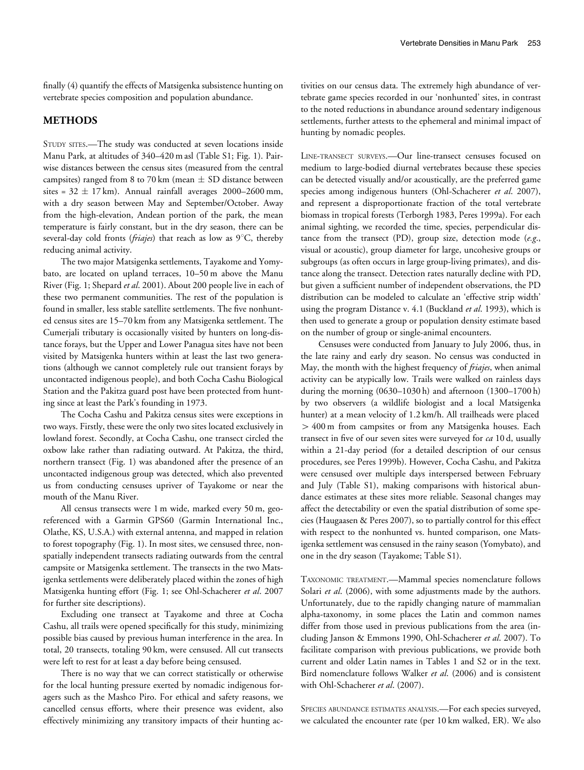finally (4) quantify the effects of Matsigenka subsistence hunting on vertebrate species composition and population abundance.

## METHODS

STUDY SITES.—The study was conducted at seven locations inside Manu Park, at altitudes of 340–420 m asl (Table S1; Fig. 1). Pairwise distances between the census sites (measured from the central campsites) ranged from 8 to 70 km (mean $\pm$ SD distance between sites = 32 $\pm$ 17 km). Annual rainfall averages 2000–2600 mm, with a dry season between May and September/October. Away from the high-elevation, Andean portion of the park, the mean temperature is fairly constant, but in the dry season, there can be several-day cold fronts (*friajes*) that reach as low as 9°C, thereby reducing animal activity.

The two major Matsigenka settlements, Tayakome and Yomybato, are located on upland terraces, 10–50 m above the Manu River (Fig. 1; Shepard *et al*. 2001). About 200 people live in each of these two permanent communities. The rest of the population is found in smaller, less stable satellite settlements. The five nonhunted census sites are 15–70 km from any Matsigenka settlement. The Cumerjali tributary is occasionally visited by hunters on long-distance forays, but the Upper and Lower Panagua sites have not been visited by Matsigenka hunters within at least the last two generations (although we cannot completely rule out transient forays by uncontacted indigenous people), and both Cocha Cashu Biological Station and the Pakitza guard post have been protected from hunting since at least the Park's founding in 1973.

The Cocha Cashu and Pakitza census sites were exceptions in two ways. Firstly, these were the only two sites located exclusively in lowland forest. Secondly, at Cocha Cashu, one transect circled the oxbow lake rather than radiating outward. At Pakitza, the third, northern transect (Fig. 1) was abandoned after the presence of an uncontacted indigenous group was detected, which also prevented us from conducting censuses upriver of Tayakome or near the mouth of the Manu River.

All census transects were 1 m wide, marked every 50 m, georeferenced with a Garmin GPS60 (Garmin International Inc., Olathe, KS, U.S.A.) with external antenna, and mapped in relation to forest topography (Fig. 1). In most sites, we censused three, non-spatially independent transects radiating outwards from the central campsite or Matsigenka settlement. The transects in the two Matsigenka settlements were deliberately placed within the zones of high Matsigenka hunting effort (Fig. 1; see Ohl-Schacherer *et al*. 2007 for further site descriptions).

Excluding one transect at Tayakome and three at Cocha Cashu, all trails were opened specifically for this study, minimizing possible bias caused by previous human interference in the area. In total, 20 transects, totaling 90 km, were censused. All cut transects were left to rest for at least a day before being censused.

There is no way that we can correct statistically or otherwise for the local hunting pressure exerted by nomadic indigenous foragers such as the Mashco Piro. For ethical and safety reasons, we cancelled census efforts, where their presence was evident, also effectively minimizing any transitory impacts of their hunting activities on our census data. The extremely high abundance of vertebrate game species recorded in our 'nonhunted' sites, in contrast to the noted reductions in abundance around sedentary indigenous settlements, further attests to the ephemeral and minimal impact of hunting by nomadic peoples.

LINE-TRANSECT SURVEYS.—Our line-transect censuses focused on medium to large-bodied diurnal vertebrates because these species can be detected visually and/or acoustically, are the preferred game species among indigenous hunters (Ohl-Schacherer *et al*. 2007), and represent a disproportionate fraction of the total vertebrate biomass in tropical forests (Terborgh 1983, Peres 1999a). For each animal sighting, we recorded the time, species, perpendicular distance from the transect (PD), group size, detection mode (*e.g*., visual or acoustic), group diameter for large, uncohesive groups or subgroups (as often occurs in large group-living primates), and distance along the transect. Detection rates naturally decline with PD, but given a sufficient number of independent observations, the PD distribution can be modeled to calculate an 'effective strip width' using the program Distance v. 4.1 (Buckland *et al*. 1993), which is then used to generate a group or population density estimate based on the number of group or single-animal encounters.

Censuses were conducted from January to July 2006, thus, in the late rainy and early dry season. No census was conducted in May, the month with the highest frequency of *friajes*, when animal activity can be atypically low. Trails were walked on rainless days during the morning (0630–1030 h) and afternoon (1300–1700 h) by two observers (a wildlife biologist and a local Matsigenka hunter) at a mean velocity of 1.2 km/h. All trailheads were placed $>$ 400 m from campsites or from any Matsigenka houses. Each transect in five of our seven sites were surveyed for *ca* 10 d, usually within a 21-day period (for a detailed description of our census procedures, see Peres 1999b). However, Cocha Cashu, and Pakitza were censused over multiple days interspersed between February and July (Table S1), making comparisons with historical abundance estimates at these sites more reliable. Seasonal changes may affect the detectability or even the spatial distribution of some species (Haugaasen & Peres 2007), so to partially control for this effect with respect to the nonhunted vs. hunted comparison, one Matsigenka settlement was censused in the rainy season (Yomybato), and one in the dry season (Tayakome; Table S1).

TAXONOMIC TREATMENT.—Mammal species nomenclature follows Solari *et al*. (2006), with some adjustments made by the authors. Unfortunately, due to the rapidly changing nature of mammalian alpha-taxonomy, in some places the Latin and common names differ from those used in previous publications from the area (including Janson & Emmons 1990, Ohl-Schacherer *et al*. 2007). To facilitate comparison with previous publications, we provide both current and older Latin names in Tables 1 and S2 or in the text. Bird nomenclature follows Walker *et al*. (2006) and is consistent with Ohl-Schacherer *et al*. (2007).

SPECIES ABUNDANCE ESTIMATES ANALYSIS.—For each species surveyed, we calculated the encounter rate (per 10 km walked, ER). We also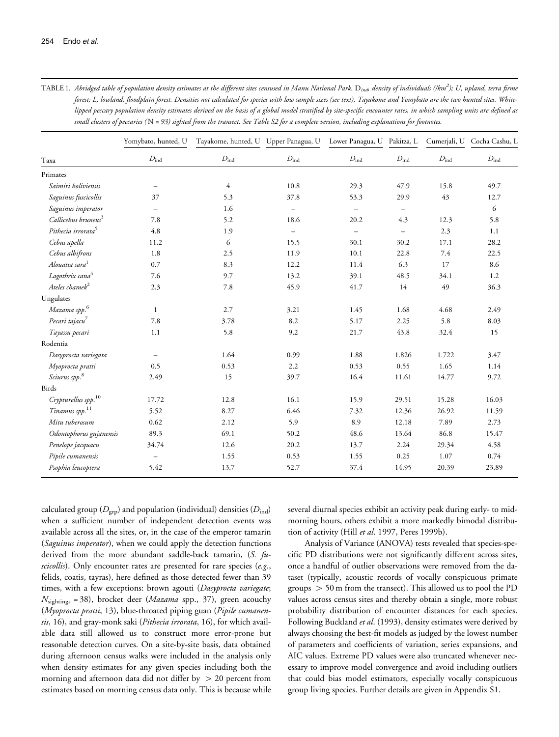TABLE 1. *Abridged table of population density estimates at the different sites censused in Manu National Park.* $D_{ind}$, *density of individuals (/km²); U, upland, terra firme forest; L, lowland, floodplain forest. Densities not calculated for species with low sample sizes (see text). Tayakome and Yomybato are the two hunted sites. White-lipped peccary population density estimates derived on the basis of a global model stratified by site-specific encounter rates, in which sampling units are defined as small clusters of peccaries (*N *= 93) sighted from the transect. See Table S2 for a complete version, including explanations for footnotes.*

| Taxa | Yomybato, hunted, U $D_{ind}$ | Tayakome, hunted, U $D_{ind}$ | Upper Panagua, U $D_{ind}$ | Lower Panagua, U $D_{ind}$ | Pakitza, L $D_{ind}$ | Cumerjali, U $D_{ind}$ | Cocha Cashu, L $D_{ind}$ |
|---|---|---|---|---|---|---|---|
| Primates | | | | | | | |
| *Saimiri boliviensis* | – | 4 | 10.8 | 29.3 | 47.9 | 15.8 | 49.7 |
| *Saguinus fuscicollis* | 37 | 5.3 | 37.8 | 53.3 | 29.9 | 43 | 12.7 |
| *Saguinus imperator* | – | 1.6 | – | – | – | | 6 |
| *Callicebus bruneus*[3] | 7.8 | 5.2 | 18.6 | 20.2 | 4.3 | 12.3 | 5.8 |
| *Pithecia irrorata*[5] | 4.8 | 1.9 | – | – | – | 2.3 | 1.1 |
| *Cebus apella* | 11.2 | 6 | 15.5 | 30.1 | 30.2 | 17.1 | 28.2 |
| *Cebus albifrons* | 1.8 | 2.5 | 11.9 | 10.1 | 22.8 | 7.4 | 22.5 |
| *Alouatta sara*[1] | 0.7 | 8.3 | 12.2 | 11.4 | 6.3 | 17 | 8.6 |
| *Lagothrix cana*[4] | 7.6 | 9.7 | 13.2 | 39.1 | 48.5 | 34.1 | 1.2 |
| *Ateles chamek*[2] | 2.3 | 7.8 | 45.9 | 41.7 | 14 | 49 | 36.3 |
| Ungulates | | | | | | | |
| *Mazama spp.*[6] | 1 | 2.7 | 3.21 | 1.45 | 1.68 | 4.68 | 2.49 |
| *Pecari tajacu*[7] | 7.8 | 3.78 | 8.2 | 5.17 | 2.25 | 5.8 | 8.03 |
| *Tayassu pecari* | 1.1 | 5.8 | 9.2 | 21.7 | 43.8 | 32.4 | 15 |
| Rodentia | | | | | | | |
| *Dasyprocta variegata* | – | 1.64 | 0.99 | 1.88 | 1.826 | 1.722 | 3.47 |
| *Myoprocta pratti* | 0.5 | 0.53 | 2.2 | 0.53 | 0.55 | 1.65 | 1.14 |
| *Sciurus spp.*[8] | 2.49 | 15 | 39.7 | 16.4 | 11.61 | 14.77 | 9.72 |
| Birds | | | | | | | |
| *Crypturellus spp.*[10] | 17.72 | 12.8 | 16.1 | 15.9 | 29.51 | 15.28 | 16.03 |
| *Tinamus spp.*[11] | 5.52 | 8.27 | 6.46 | 7.32 | 12.36 | 26.92 | 11.59 |
| *Mitu tuberosum* | 0.62 | 2.12 | 5.9 | 8.9 | 12.18 | 7.89 | 2.73 |
| *Odontophorus gujanensis* | 89.3 | 69.1 | 50.2 | 48.6 | 13.64 | 86.8 | 15.47 |
| *Penelope jacquacu* | 34.74 | 12.6 | 20.2 | 13.7 | 2.24 | 29.34 | 4.58 |
| *Pipile cumanensis* | – | 1.55 | 0.53 | 1.55 | 0.25 | 1.07 | 0.74 |
| *Psophia leucoptera* | 5.42 | 13.7 | 52.7 | 37.4 | 14.95 | 20.39 | 23.89 |

calculated group ($D_{grp}$) and population (individual) densities ($D_{ind}$) when a sufficient number of independent detection events was available across all the sites, or, in the case of the emperor tamarin (*Saguinus imperator*), when we could apply the detection functions derived from the more abundant saddle-back tamarin, (*S. fuscicollis*). Only encounter rates are presented for rare species (*e.g.*, felids, coatis, tayras), here defined as those detected fewer than 39 times, with a few exceptions: brown agouti (*Dasyprocta variegate*; $N_{sightings} = 38$), brocket deer (*Mazama* spp., 37), green acouchy (*Myoprocta pratti*, 13), blue-throated piping guan (*Pipile cumanensis*, 16), and gray-monk saki (*Pithecia irrorata*, 16), for which available data still allowed us to construct more error-prone but reasonable detection curves. On a site-by-site basis, data obtained during afternoon census walks were included in the analysis only when density estimates for any given species including both the morning and afternoon data did not differ by $> 20$ percent from estimates based on morning census data only. This is because while several diurnal species exhibit an activity peak during early- to mid-morning hours, others exhibit a more markedly bimodal distribution of activity (Hill *et al*. 1997, Peres 1999b).

Analysis of Variance (ANOVA) tests revealed that species-specific PD distributions were not significantly different across sites, once a handful of outlier observations were removed from the dataset (typically, acoustic records of vocally conspicuous primate groups $> 50$ m from the transect). This allowed us to pool the PD values across census sites and thereby obtain a single, more robust probability distribution of encounter distances for each species. Following Buckland *et al*. (1993), density estimates were derived by always choosing the best-fit models as judged by the lowest number of parameters and coefficients of variation, series expansions, and AIC values. Extreme PD values were also truncated whenever necessary to improve model convergence and avoid including outliers that could bias model estimators, especially vocally conspicuous group living species. Further details are given in Appendix S1.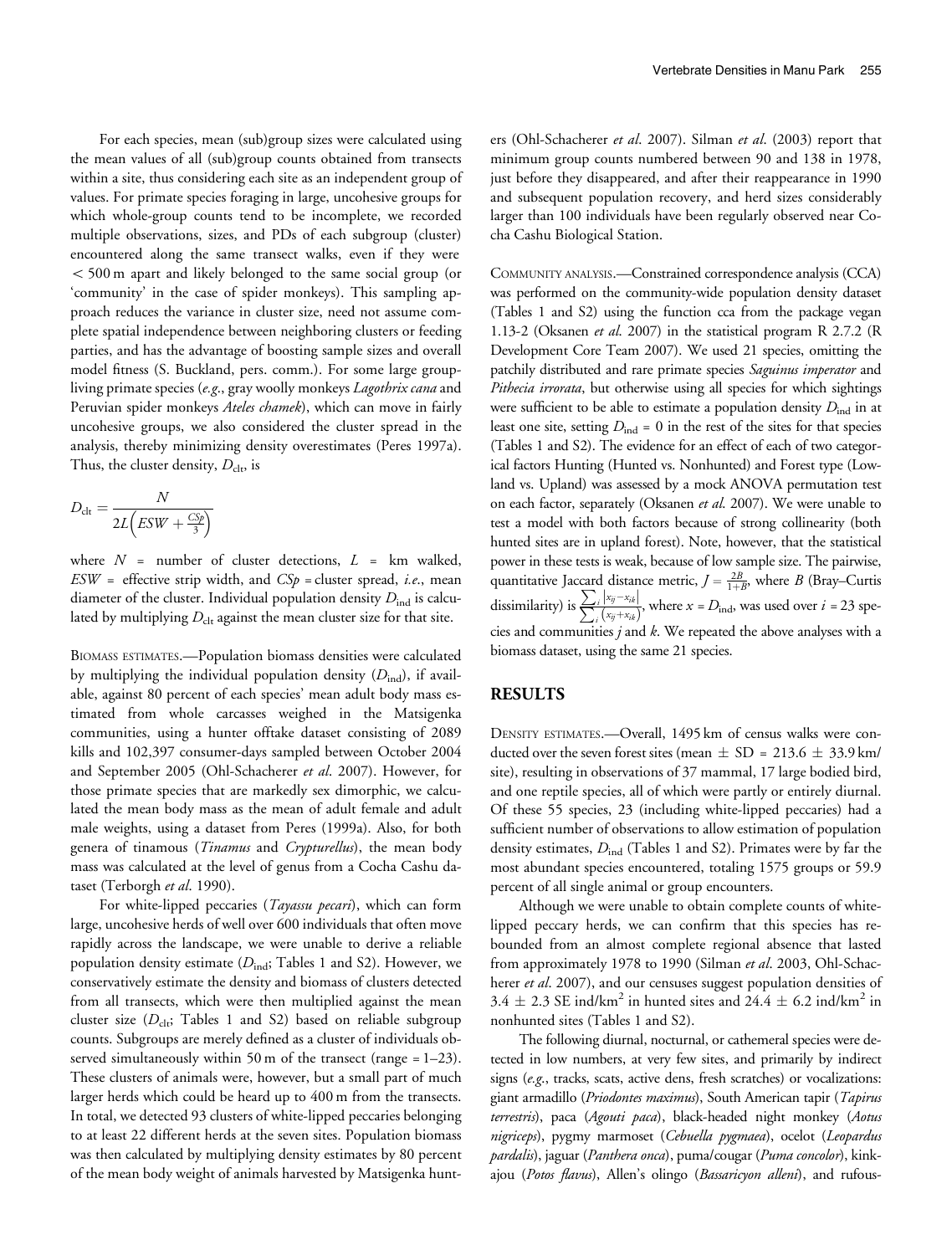For each species, mean (sub)group sizes were calculated using the mean values of all (sub)group counts obtained from transects within a site, thus considering each site as an independent group of values. For primate species foraging in large, uncohesive groups for which whole-group counts tend to be incomplete, we recorded multiple observations, sizes, and PDs of each subgroup (cluster) encountered along the same transect walks, even if they were $< 500$ m apart and likely belonged to the same social group (or 'community' in the case of spider monkeys). This sampling approach reduces the variance in cluster size, need not assume complete spatial independence between neighboring clusters or feeding parties, and has the advantage of boosting sample sizes and overall model fitness (S. Buckland, pers. comm.). For some large group-living primate species (*e.g.*, gray woolly monkeys *Lagothrix cana* and Peruvian spider monkeys *Ateles chamek*), which can move in fairly uncohesive groups, we also considered the cluster spread in the analysis, thereby minimizing density overestimates (Peres 1997a). Thus, the cluster density, $D_{\text{clt}}$, is

$$D_{\text{clt}} = \frac{N}{2L\left(ESW + \frac{CSp}{3}\right)}$$

where $N$ = number of cluster detections, $L$ = km walked, $ESW$ = effective strip width, and $CSp$ = cluster spread, *i.e.*, mean diameter of the cluster. Individual population density $D_{\text{ind}}$ is calculated by multiplying $D_{\text{clt}}$ against the mean cluster size for that site.

BIOMASS ESTIMATES.—Population biomass densities were calculated by multiplying the individual population density ($D_{\text{ind}}$), if available, against 80 percent of each species' mean adult body mass estimated from whole carcasses weighed in the Matsigenka communities, using a hunter offtake dataset consisting of 2089 kills and 102,397 consumer-days sampled between October 2004 and September 2005 (Ohl-Schacherer *et al*. 2007). However, for those primate species that are markedly sex dimorphic, we calculated the mean body mass as the mean of adult female and adult male weights, using a dataset from Peres (1999a). Also, for both genera of tinamous (*Tinamus* and *Crypturellus*), the mean body mass was calculated at the level of genus from a Cocha Cashu dataset (Terborgh *et al*. 1990).

For white-lipped peccaries (*Tayassu pecari*), which can form large, uncohesive herds of well over 600 individuals that often move rapidly across the landscape, we were unable to derive a reliable population density estimate ($D_{\text{ind}}$; Tables 1 and S2). However, we conservatively estimate the density and biomass of clusters detected from all transects, which were then multiplied against the mean cluster size ($D_{\text{clt}}$; Tables 1 and S2) based on reliable subgroup counts. Subgroups are merely defined as a cluster of individuals observed simultaneously within 50 m of the transect (range = 1–23). These clusters of animals were, however, but a small part of much larger herds which could be heard up to 400 m from the transects. In total, we detected 93 clusters of white-lipped peccaries belonging to at least 22 different herds at the seven sites. Population biomass was then calculated by multiplying density estimates by 80 percent of the mean body weight of animals harvested by Matsigenka hunters (Ohl-Schacherer *et al*. 2007). Silman *et al*. (2003) report that minimum group counts numbered between 90 and 138 in 1978, just before they disappeared, and after their reappearance in 1990 and subsequent population recovery, and herd sizes considerably larger than 100 individuals have been regularly observed near Cocha Cashu Biological Station.

COMMUNITY ANALYSIS.—Constrained correspondence analysis (CCA) was performed on the community-wide population density dataset (Tables 1 and S2) using the function cca from the package vegan 1.13-2 (Oksanen *et al*. 2007) in the statistical program R 2.7.2 (R Development Core Team 2007). We used 21 species, omitting the patchily distributed and rare primate species *Saguinus imperator* and *Pithecia irrorata*, but otherwise using all species for which sightings were sufficient to be able to estimate a population density $D_{\text{ind}}$ in at least one site, setting $D_{\text{ind}} = 0$ in the rest of the sites for that species (Tables 1 and S2). The evidence for an effect of each of two categorical factors Hunting (Hunted vs. Nonhunted) and Forest type (Lowland vs. Upland) was assessed by a mock ANOVA permutation test on each factor, separately (Oksanen *et al*. 2007). We were unable to test a model with both factors because of strong collinearity (both hunted sites are in upland forest). Note, however, that the statistical power in these tests is weak, because of low sample size. The pairwise, quantitative Jaccard distance metric, $J = \frac{2B}{1+B}$, where $B$ (Bray–Curtis dissimilarity) is $\frac{\sum_i |x_{ij} - x_{ik}|}{\sum_i (x_{ij} + x_{ik})}$, where $x = D_{\text{ind}}$, was used over $i = 23$ species and communities $j$ and $k$. We repeated the above analyses with a biomass dataset, using the same 21 species.

## RESULTS

DENSITY ESTIMATES.—Overall, 1495 km of census walks were conducted over the seven forest sites (mean $\pm$ SD = $213.6 \pm 33.9$ km/site), resulting in observations of 37 mammal, 17 large bodied bird, and one reptile species, all of which were partly or entirely diurnal. Of these 55 species, 23 (including white-lipped peccaries) had a sufficient number of observations to allow estimation of population density estimates, $D_{\text{ind}}$ (Tables 1 and S2). Primates were by far the most abundant species encountered, totaling 1575 groups or 59.9 percent of all single animal or group encounters.

Although we were unable to obtain complete counts of white-lipped peccary herds, we can confirm that this species has rebounded from an almost complete regional absence that lasted from approximately 1978 to 1990 (Silman *et al*. 2003, Ohl-Schacherer *et al*. 2007), and our censuses suggest population densities of $3.4 \pm 2.3$ SE ind/km$^2$ in hunted sites and $24.4 \pm 6.2$ ind/km$^2$ in nonhunted sites (Tables 1 and S2).

The following diurnal, nocturnal, or cathemeral species were detected in low numbers, at very few sites, and primarily by indirect signs (*e.g.*, tracks, scats, active dens, fresh scratches) or vocalizations: giant armadillo (*Priodontes maximus*), South American tapir (*Tapirus terrestris*), paca (*Agouti paca*), black-headed night monkey (*Aotus nigriceps*), pygmy marmoset (*Cebuella pygmaea*), ocelot (*Leopardus pardalis*), jaguar (*Panthera onca*), puma/cougar (*Puma concolor*), kinkajou (*Potos flavus*), Allen's olingo (*Bassaricyon alleni*), and rufous-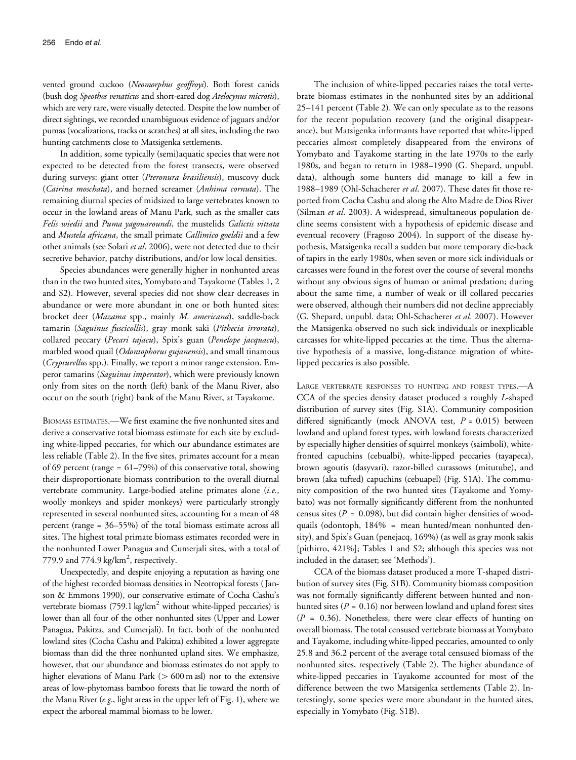vented ground cuckoo (*Neomorphus geoffroyi*). Both forest canids (bush dog *Speothos venaticus* and short-eared dog *Atelocynus microtis*), which are very rare, were visually detected. Despite the low number of direct sightings, we recorded unambiguous evidence of jaguars and/or pumas (vocalizations, tracks or scratches) at all sites, including the two hunting catchments close to Matsigenka settlements.

In addition, some typically (semi)aquatic species that were not expected to be detected from the forest transects, were observed during surveys: giant otter (*Pteronura brasiliensis*), muscovy duck (*Cairina moschata*), and horned screamer (*Anhima cornuta*). The remaining diurnal species of midsized to large vertebrates known to occur in the lowland areas of Manu Park, such as the smaller cats *Felis wiedii* and *Puma yagouaroundi*, the mustelids *Galictis vittata* and *Mustela africana*, the small primate *Callimico goeldii* and a few other animals (see Solari *et al*. 2006), were not detected due to their secretive behavior, patchy distributions, and/or low local densities.

Species abundances were generally higher in nonhunted areas than in the two hunted sites, Yomybato and Tayakome (Tables 1, 2 and S2). However, several species did not show clear decreases in abundance or were more abundant in one or both hunted sites: brocket deer (*Mazama* spp., mainly *M. americana*), saddle-back tamarin (*Saguinus fuscicollis*), gray monk saki (*Pithecia irrorata*), collared peccary (*Pecari tajacu*), Spix's guan (*Penelope jacquacu*), marbled wood quail (*Odontophorus gujanensis*), and small tinamous (*Crypturellus* spp.). Finally, we report a minor range extension. Emperor tamarins (*Saguinus imperator*), which were previously known only from sites on the north (left) bank of the Manu River, also occur on the south (right) bank of the Manu River, at Tayakome.

BIOMASS ESTIMATES.—We first examine the five nonhunted sites and derive a conservative total biomass estimate for each site by excluding white-lipped peccaries, for which our abundance estimates are less reliable (Table 2). In the five sites, primates account for a mean of 69 percent (range = 61–79%) of this conservative total, showing their disproportionate biomass contribution to the overall diurnal vertebrate community. Large-bodied ateline primates alone (*i.e.*, woolly monkeys and spider monkeys) were particularly strongly represented in several nonhunted sites, accounting for a mean of 48 percent (range = 36–55%) of the total biomass estimate across all sites. The highest total primate biomass estimates recorded were in the nonhunted Lower Panagua and Cumerjali sites, with a total of 779.9 and 774.9 kg/km$^2$, respectively.

Unexpectedly, and despite enjoying a reputation as having one of the highest recorded biomass densities in Neotropical forests (Janson & Emmons 1990), our conservative estimate of Cocha Cashu's vertebrate biomass (759.1 kg/km$^2$ without white-lipped peccaries) is lower than all four of the other nonhunted sites (Upper and Lower Panagua, Pakitza, and Cumerjali). In fact, both of the nonhunted lowland sites (Cocha Cashu and Pakitza) exhibited a lower aggregate biomass than did the three nonhunted upland sites. We emphasize, however, that our abundance and biomass estimates do not apply to higher elevations of Manu Park ($>$ 600 m asl) nor to the extensive areas of low-phytomass bamboo forests that lie toward the north of the Manu River (*e.g.*, light areas in the upper left of Fig. 1), where we expect the arboreal mammal biomass to be lower.

The inclusion of white-lipped peccaries raises the total vertebrate biomass estimates in the nonhunted sites by an additional 25–141 percent (Table 2). We can only speculate as to the reasons for the recent population recovery (and the original disappearance), but Matsigenka informants have reported that white-lipped peccaries almost completely disappeared from the environs of Yomybato and Tayakome starting in the late 1970s to the early 1980s, and began to return in 1988–1990 (G. Shepard, unpubl. data), although some hunters did manage to kill a few in 1988–1989 (Ohl-Schacherer *et al*. 2007). These dates fit those reported from Cocha Cashu and along the Alto Madre de Dios River (Silman *et al*. 2003). A widespread, simultaneous population decline seems consistent with a hypothesis of epidemic disease and eventual recovery (Fragoso 2004). In support of the disease hypothesis, Matsigenka recall a sudden but more temporary die-back of tapirs in the early 1980s, when seven or more sick individuals or carcasses were found in the forest over the course of several months without any obvious signs of human or animal predation; during about the same time, a number of weak or ill collared peccaries were observed, although their numbers did not decline appreciably (G. Shepard, unpubl. data; Ohl-Schacherer *et al*. 2007). However the Matsigenka observed no such sick individuals or inexplicable carcasses for white-lipped peccaries at the time. Thus the alternative hypothesis of a massive, long-distance migration of white-lipped peccaries is also possible.

LARGE VERTEBRATE RESPONSES TO HUNTING AND FOREST TYPES.—A CCA of the species density dataset produced a roughly *L*-shaped distribution of survey sites (Fig. S1A). Community composition differed significantly (mock ANOVA test, $P = 0.015$) between lowland and upland forest types, with lowland forests characterized by especially higher densities of squirrel monkeys (saimboli), white-fronted capuchins (cebualbi), white-lipped peccaries (tayapeca), brown agoutis (dasyvari), razor-billed curassows (mitutube), and brown (aka tufted) capuchins (cebuapel) (Fig. S1A). The community composition of the two hunted sites (Tayakome and Yomybato) was not formally significantly different from the nonhunted census sites ($P = 0.098$), but did contain higher densities of woodquails (odontoph, 184% = mean hunted/mean nonhunted density), and Spix's Guan (penejacq, 169%) (as well as gray monk sakis [pithirro, 421%]; Tables 1 and S2; although this species was not included in the dataset; see 'Methods').

CCA of the biomass dataset produced a more T-shaped distribution of survey sites (Fig. S1B). Community biomass composition was not formally significantly different between hunted and nonhunted sites ($P = 0.16$) nor between lowland and upland forest sites ($P = 0.36$). Nonetheless, there were clear effects of hunting on overall biomass. The total censused vertebrate biomass at Yomybato and Tayakome, including white-lipped peccaries, amounted to only 25.8 and 36.2 percent of the average total censused biomass of the nonhunted sites, respectively (Table 2). The higher abundance of white-lipped peccaries in Tayakome accounted for most of the difference between the two Matsigenka settlements (Table 2). Interestingly, some species were more abundant in the hunted sites, especially in Yomybato (Fig. S1B).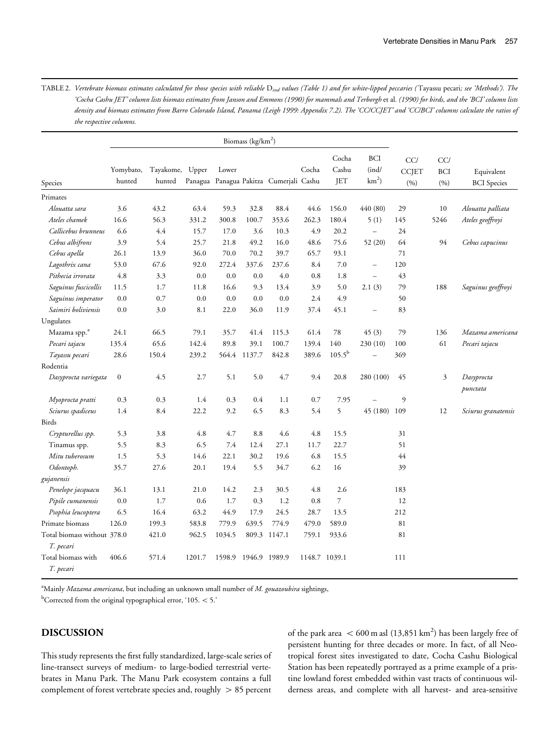TABLE 2. *Vertebrate biomass estimates calculated for those species with reliable* $D_{ind}$ *values (Table 1) and for white-lipped peccaries (*Tayassu pecari*; see 'Methods'). The 'Cocha Cashu JET' column lists biomass estimates from Janson and Emmons (1990) for mammals and Terborgh* et al. *(1990) for birds, and the 'BCI' column lists density and biomass estimates from Barro Colorado Island, Panama (Leigh 1999: Appendix 7.2). The 'CC/CCJET' and 'CC/BCI' columns calculate the ratios of the respective columns.*

| Species | Biomass (kg/km²) | | | | | | | | | | | |
|---|---|---|---|---|---|---|---|---|---|---|---|---|
| | Yomybato, hunted | Tayakome, hunted | Upper Panagua | Lower Panagua | Pakitza | Cumerjali | Cocha Cashu | Cocha Cashu JET | BCI (ind/km²) | CC/CCJET (%) | CC/BCI (%) | Equivalent BCI Species |
| Primates | | | | | | | | | | | | |
| *Alouatta sara* | 3.6 | 43.2 | 63.4 | 59.3 | 32.8 | 88.4 | 44.6 | 156.0 | 440 (80) | 29 | 10 | *Alouatta palliata* |
| *Ateles chamek* | 16.6 | 56.3 | 331.2 | 300.8 | 100.7 | 353.6 | 262.3 | 180.4 | 5 (1) | 145 | 5246 | *Ateles geoffroyi* |
| *Callicebus brunneus* | 6.6 | 4.4 | 15.7 | 17.0 | 3.6 | 10.3 | 4.9 | 20.2 | – | 24 | | |
| *Cebus albifrons* | 3.9 | 5.4 | 25.7 | 21.8 | 49.2 | 16.0 | 48.6 | 75.6 | 52 (20) | 64 | 94 | *Cebus capucinus* |
| *Cebus apella* | 26.1 | 13.9 | 36.0 | 70.0 | 70.2 | 39.7 | 65.7 | 93.1 | | 71 | | |
| *Lagothrix cana* | 53.0 | 67.6 | 92.0 | 272.4 | 337.6 | 237.6 | 8.4 | 7.0 | – | 120 | | |
| *Pithecia irrorata* | 4.8 | 3.3 | 0.0 | 0.0 | 0.0 | 4.0 | 0.8 | 1.8 | – | 43 | | |
| *Saguinus fuscicollis* | 11.5 | 1.7 | 11.8 | 16.6 | 9.3 | 13.4 | 3.9 | 5.0 | 2.1 (3) | 79 | 188 | *Saguinus geoffroyi* |
| *Saguinus imperator* | 0.0 | 0.7 | 0.0 | 0.0 | 0.0 | 0.0 | 2.4 | 4.9 | | 50 | | |
| *Saimiri boliviensis* | 0.0 | 3.0 | 8.1 | 22.0 | 36.0 | 11.9 | 37.4 | 45.1 | – | 83 | | |
| Ungulates | | | | | | | | | | | | |
| Mazama spp.[a] | 24.1 | 66.5 | 79.1 | 35.7 | 41.4 | 115.3 | 61.4 | 78 | 45 (3) | 79 | 136 | *Mazama americana* |
| *Pecari tajacu* | 135.4 | 65.6 | 142.4 | 89.8 | 39.1 | 100.7 | 139.4 | 140 | 230 (10) | 100 | 61 | *Pecari tajacu* |
| *Tayassu pecari* | 28.6 | 150.4 | 239.2 | 564.4 | 1137.7 | 842.8 | 389.6 | 105.5[b] | – | 369 | | |
| Rodentia | | | | | | | | | | | | |
| *Dasyprocta variegata* | 0 | 4.5 | 2.7 | 5.1 | 5.0 | 4.7 | 9.4 | 20.8 | 280 (100) | 45 | 3 | *Dasyprocta punctata* |
| *Myoprocta pratti* | 0.3 | 0.3 | 1.4 | 0.3 | 0.4 | 1.1 | 0.7 | 7.95 | – | 9 | | |
| *Sciurus spadiceus* | 1.4 | 8.4 | 22.2 | 9.2 | 6.5 | 8.3 | 5.4 | 5 | 45 (180) | 109 | 12 | *Sciurus granatensis* |
| Birds | | | | | | | | | | | | |
| *Crypturellus spp.* | 5.3 | 3.8 | 4.8 | 4.7 | 8.8 | 4.6 | 4.8 | 15.5 | | 31 | | |
| Tinamus spp. | 5.5 | 8.3 | 6.5 | 7.4 | 12.4 | 27.1 | 11.7 | 22.7 | | 51 | | |
| *Mitu tuberosum* | 1.5 | 5.3 | 14.6 | 22.1 | 30.2 | 19.6 | 6.8 | 15.5 | | 44 | | |
| *Odontoph. gujanensis* | 35.7 | 27.6 | 20.1 | 19.4 | 5.5 | 34.7 | 6.2 | 16 | | 39 | | |
| *Penelope jacquacu* | 36.1 | 13.1 | 21.0 | 14.2 | 2.3 | 30.5 | 4.8 | 2.6 | | 183 | | |
| *Pipile cumanensis* | 0.0 | 1.7 | 0.6 | 1.7 | 0.3 | 1.2 | 0.8 | 7 | | 12 | | |
| *Psophia leucoptera* | 6.5 | 16.4 | 63.2 | 44.9 | 17.9 | 24.5 | 28.7 | 13.5 | | 212 | | |
| Primate biomass | 126.0 | 199.3 | 583.8 | 779.9 | 639.5 | 774.9 | 479.0 | 589.0 | | 81 | | |
| Total biomass without *T. pecari* | 378.0 | 421.0 | 962.5 | 1034.5 | 809.3 | 1147.1 | 759.1 | 933.6 | | 81 | | |
| Total biomass with *T. pecari* | 406.6 | 571.4 | 1201.7 | 1598.9 | 1946.9 | 1989.9 | 1148.7 | 1039.1 | | 111 | | |

[a]Mainly *Mazama americana*, but including an unknown small number of *M. gouazoubira* sightings,

[b]Corrected from the original typographical error, '105. < 5.'

## DISCUSSION

This study represents the first fully standardized, large-scale series of line-transect surveys of medium- to large-bodied terrestrial vertebrates in Manu Park. The Manu Park ecosystem contains a full complement of forest vertebrate species and, roughly > 85 percent of the park area < 600 m asl (13,851 km²) has been largely free of persistent hunting for three decades or more. In fact, of all Neotropical forest sites investigated to date, Cocha Cashu Biological Station has been repeatedly portrayed as a prime example of a pristine lowland forest embedded within vast tracts of continuous wilderness areas, and complete with all harvest- and area-sensitive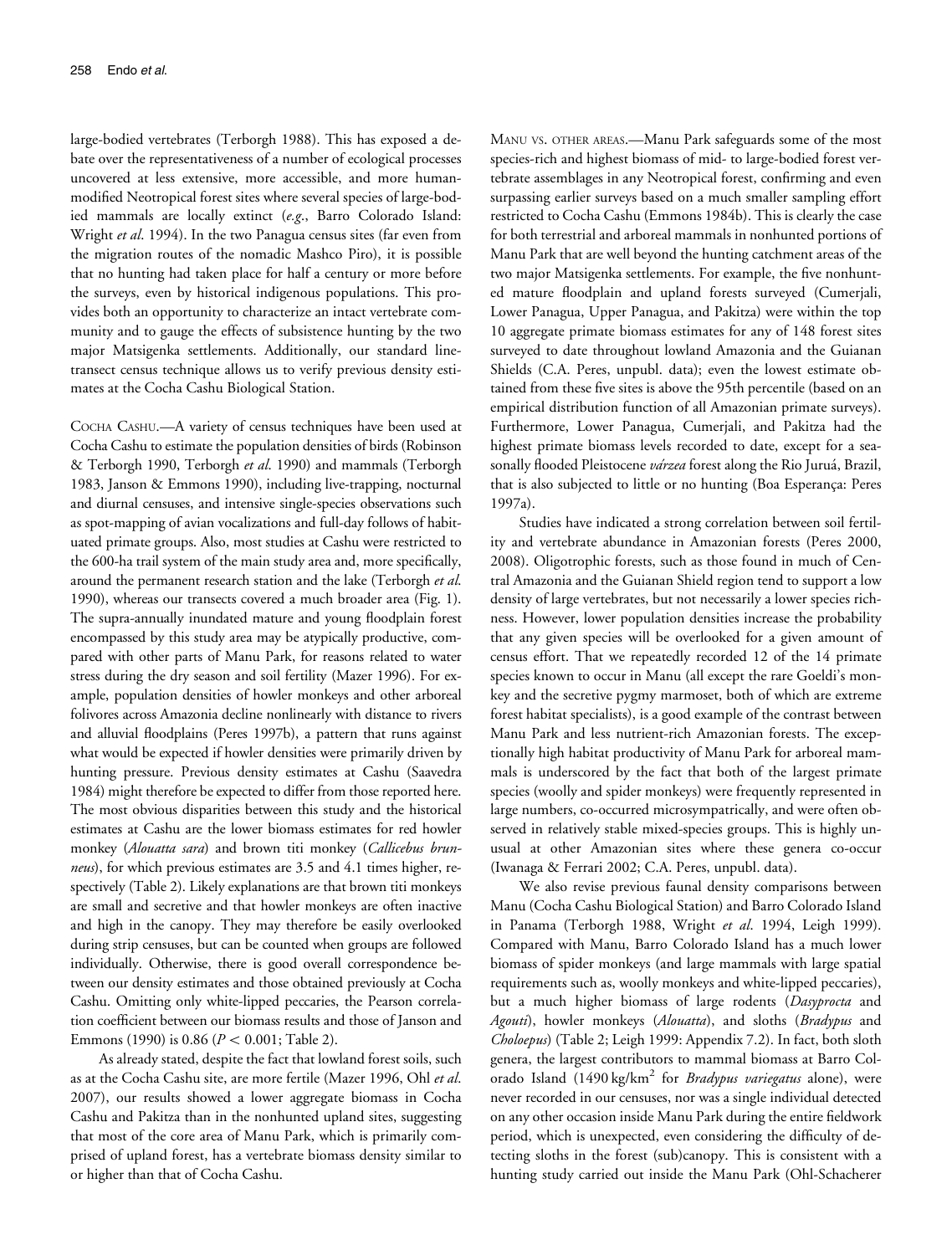large-bodied vertebrates (Terborgh 1988). This has exposed a debate over the representativeness of a number of ecological processes uncovered at less extensive, more accessible, and more human-modified Neotropical forest sites where several species of large-bodied mammals are locally extinct (*e.g.*, Barro Colorado Island: Wright *et al*. 1994). In the two Panagua census sites (far even from the migration routes of the nomadic Mashco Piro), it is possible that no hunting had taken place for half a century or more before the surveys, even by historical indigenous populations. This provides both an opportunity to characterize an intact vertebrate community and to gauge the effects of subsistence hunting by the two major Matsigenka settlements. Additionally, our standard line-transect census technique allows us to verify previous density estimates at the Cocha Cashu Biological Station.

COCHA CASHU.—A variety of census techniques have been used at Cocha Cashu to estimate the population densities of birds (Robinson & Terborgh 1990, Terborgh *et al*. 1990) and mammals (Terborgh 1983, Janson & Emmons 1990), including live-trapping, nocturnal and diurnal censuses, and intensive single-species observations such as spot-mapping of avian vocalizations and full-day follows of habituated primate groups. Also, most studies at Cashu were restricted to the 600-ha trail system of the main study area and, more specifically, around the permanent research station and the lake (Terborgh *et al*. 1990), whereas our transects covered a much broader area (Fig. 1). The supra-annually inundated mature and young floodplain forest encompassed by this study area may be atypically productive, compared with other parts of Manu Park, for reasons related to water stress during the dry season and soil fertility (Mazer 1996). For example, population densities of howler monkeys and other arboreal folivores across Amazonia decline nonlinearly with distance to rivers and alluvial floodplains (Peres 1997b), a pattern that runs against what would be expected if howler densities were primarily driven by hunting pressure. Previous density estimates at Cashu (Saavedra 1984) might therefore be expected to differ from those reported here. The most obvious disparities between this study and the historical estimates at Cashu are the lower biomass estimates for red howler monkey (*Alouatta sara*) and brown titi monkey (*Callicebus brunneus*), for which previous estimates are 3.5 and 4.1 times higher, respectively (Table 2). Likely explanations are that brown titi monkeys are small and secretive and that howler monkeys are often inactive and high in the canopy. They may therefore be easily overlooked during strip censuses, but can be counted when groups are followed individually. Otherwise, there is good overall correspondence between our density estimates and those obtained previously at Cocha Cashu. Omitting only white-lipped peccaries, the Pearson correlation coefficient between our biomass results and those of Janson and Emmons (1990) is 0.86 ($P < 0.001$; Table 2).

As already stated, despite the fact that lowland forest soils, such as at the Cocha Cashu site, are more fertile (Mazer 1996, Ohl *et al*. 2007), our results showed a lower aggregate biomass in Cocha Cashu and Pakitza than in the nonhunted upland sites, suggesting that most of the core area of Manu Park, which is primarily comprised of upland forest, has a vertebrate biomass density similar to or higher than that of Cocha Cashu.

MANU VS. OTHER AREAS.—Manu Park safeguards some of the most species-rich and highest biomass of mid- to large-bodied forest vertebrate assemblages in any Neotropical forest, confirming and even surpassing earlier surveys based on a much smaller sampling effort restricted to Cocha Cashu (Emmons 1984b). This is clearly the case for both terrestrial and arboreal mammals in nonhunted portions of Manu Park that are well beyond the hunting catchment areas of the two major Matsigenka settlements. For example, the five nonhunted mature floodplain and upland forests surveyed (Cumerjali, Lower Panagua, Upper Panagua, and Pakitza) were within the top 10 aggregate primate biomass estimates for any of 148 forest sites surveyed to date throughout lowland Amazonia and the Guianan Shields (C.A. Peres, unpubl. data); even the lowest estimate obtained from these five sites is above the 95th percentile (based on an empirical distribution function of all Amazonian primate surveys). Furthermore, Lower Panagua, Cumerjali, and Pakitza had the highest primate biomass levels recorded to date, except for a seasonally flooded Pleistocene *várzea* forest along the Rio Juruá, Brazil, that is also subjected to little or no hunting (Boa Esperança: Peres 1997a).

Studies have indicated a strong correlation between soil fertility and vertebrate abundance in Amazonian forests (Peres 2000, 2008). Oligotrophic forests, such as those found in much of Central Amazonia and the Guianan Shield region tend to support a low density of large vertebrates, but not necessarily a lower species richness. However, lower population densities increase the probability that any given species will be overlooked for a given amount of census effort. That we repeatedly recorded 12 of the 14 primate species known to occur in Manu (all except the rare Goeldi's monkey and the secretive pygmy marmoset, both of which are extreme forest habitat specialists), is a good example of the contrast between Manu Park and less nutrient-rich Amazonian forests. The exceptionally high habitat productivity of Manu Park for arboreal mammals is underscored by the fact that both of the largest primate species (woolly and spider monkeys) were frequently represented in large numbers, co-occurred microsympatrically, and were often observed in relatively stable mixed-species groups. This is highly unusual at other Amazonian sites where these genera co-occur (Iwanaga & Ferrari 2002; C.A. Peres, unpubl. data).

We also revise previous faunal density comparisons between Manu (Cocha Cashu Biological Station) and Barro Colorado Island in Panama (Terborgh 1988, Wright *et al*. 1994, Leigh 1999). Compared with Manu, Barro Colorado Island has a much lower biomass of spider monkeys (and large mammals with large spatial requirements such as, woolly monkeys and white-lipped peccaries), but a much higher biomass of large rodents (*Dasyprocta* and *Agouti*), howler monkeys (*Alouatta*), and sloths (*Bradypus* and *Choloepus*) (Table 2; Leigh 1999: Appendix 7.2). In fact, both sloth genera, the largest contributors to mammal biomass at Barro Colorado Island (1490 kg/km$^2$ for *Bradypus variegatus* alone), were never recorded in our censuses, nor was a single individual detected on any other occasion inside Manu Park during the entire fieldwork period, which is unexpected, even considering the difficulty of detecting sloths in the forest (sub)canopy. This is consistent with a hunting study carried out inside the Manu Park (Ohl-Schacherer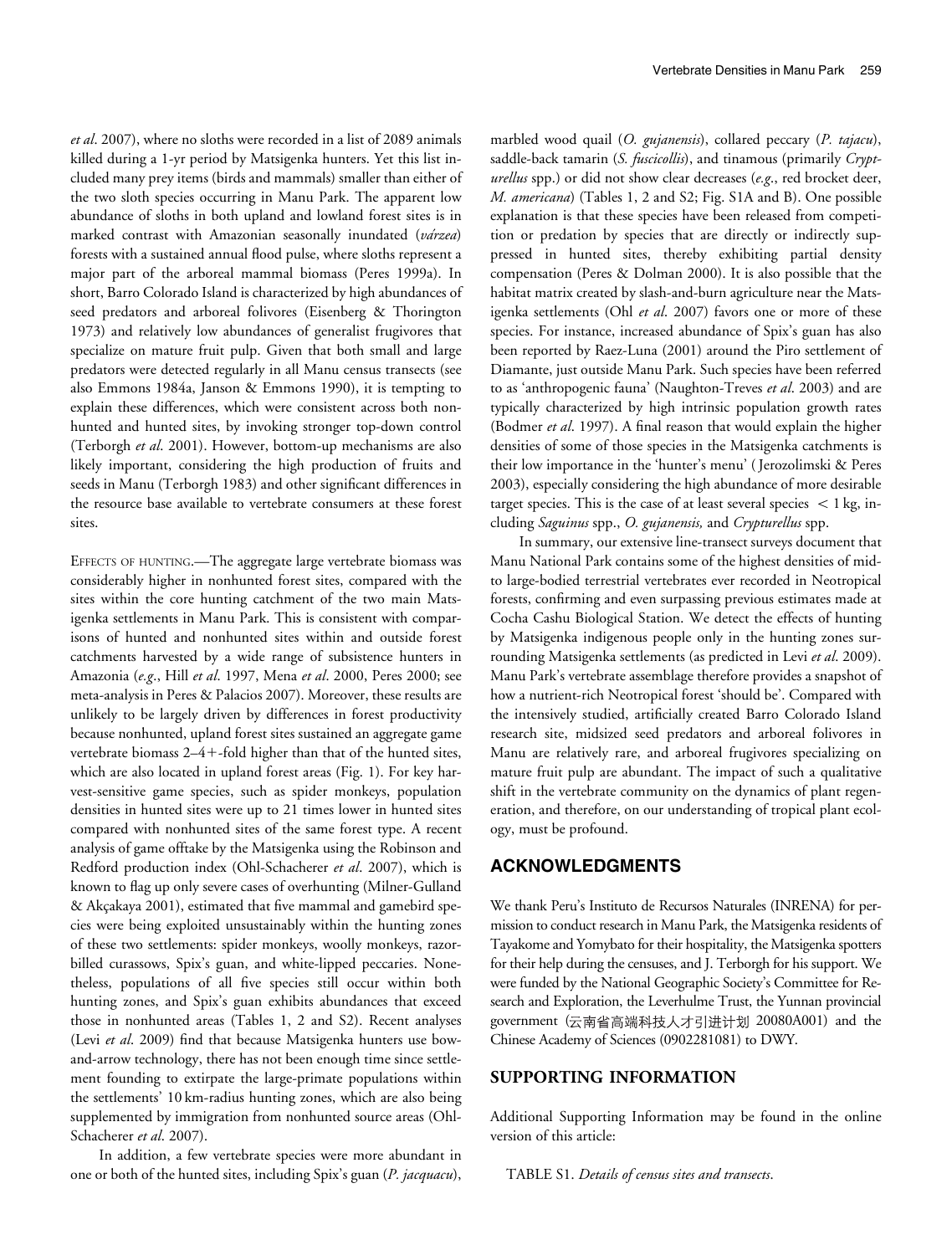*et al*. 2007), where no sloths were recorded in a list of 2089 animals killed during a 1-yr period by Matsigenka hunters. Yet this list included many prey items (birds and mammals) smaller than either of the two sloth species occurring in Manu Park. The apparent low abundance of sloths in both upland and lowland forest sites is in marked contrast with Amazonian seasonally inundated (*várzea*) forests with a sustained annual flood pulse, where sloths represent a major part of the arboreal mammal biomass (Peres 1999a). In short, Barro Colorado Island is characterized by high abundances of seed predators and arboreal folivores (Eisenberg & Thorington 1973) and relatively low abundances of generalist frugivores that specialize on mature fruit pulp. Given that both small and large predators were detected regularly in all Manu census transects (see also Emmons 1984a, Janson & Emmons 1990), it is tempting to explain these differences, which were consistent across both nonhunted and hunted sites, by invoking stronger top-down control (Terborgh *et al*. 2001). However, bottom-up mechanisms are also likely important, considering the high production of fruits and seeds in Manu (Terborgh 1983) and other significant differences in the resource base available to vertebrate consumers at these forest sites.

EFFECTS OF HUNTING.—The aggregate large vertebrate biomass was considerably higher in nonhunted forest sites, compared with the sites within the core hunting catchment of the two main Matsigenka settlements in Manu Park. This is consistent with comparisons of hunted and nonhunted sites within and outside forest catchments harvested by a wide range of subsistence hunters in Amazonia (*e.g*., Hill *et al*. 1997, Mena *et al*. 2000, Peres 2000; see meta-analysis in Peres & Palacios 2007). Moreover, these results are unlikely to be largely driven by differences in forest productivity because nonhunted, upland forest sites sustained an aggregate game vertebrate biomass 2–4+-fold higher than that of the hunted sites, which are also located in upland forest areas (Fig. 1). For key harvest-sensitive game species, such as spider monkeys, population densities in hunted sites were up to 21 times lower in hunted sites compared with nonhunted sites of the same forest type. A recent analysis of game offtake by the Matsigenka using the Robinson and Redford production index (Ohl-Schacherer *et al*. 2007), which is known to flag up only severe cases of overhunting (Milner-Gulland & Akçakaya 2001), estimated that five mammal and gamebird species were being exploited unsustainably within the hunting zones of these two settlements: spider monkeys, woolly monkeys, razor-billed curassows, Spix's guan, and white-lipped peccaries. Nonetheless, populations of all five species still occur within both hunting zones, and Spix's guan exhibits abundances that exceed those in nonhunted areas (Tables 1, 2 and S2). Recent analyses (Levi *et al*. 2009) find that because Matsigenka hunters use bow-and-arrow technology, there has not been enough time since settlement founding to extirpate the large-primate populations within the settlements' 10 km-radius hunting zones, which are also being supplemented by immigration from nonhunted source areas (Ohl-Schacherer *et al*. 2007).

In addition, a few vertebrate species were more abundant in one or both of the hunted sites, including Spix's guan (*P. jacquacu*), marbled wood quail (*O. gujanensis*), collared peccary (*P. tajacu*), saddle-back tamarin (*S. fuscicollis*), and tinamous (primarily *Crypturellus* spp.) or did not show clear decreases (*e.g*., red brocket deer, *M. americana*) (Tables 1, 2 and S2; Fig. S1A and B). One possible explanation is that these species have been released from competition or predation by species that are directly or indirectly suppressed in hunted sites, thereby exhibiting partial density compensation (Peres & Dolman 2000). It is also possible that the habitat matrix created by slash-and-burn agriculture near the Matsigenka settlements (Ohl *et al*. 2007) favors one or more of these species. For instance, increased abundance of Spix's guan has also been reported by Raez-Luna (2001) around the Piro settlement of Diamante, just outside Manu Park. Such species have been referred to as 'anthropogenic fauna' (Naughton-Treves *et al*. 2003) and are typically characterized by high intrinsic population growth rates (Bodmer *et al*. 1997). A final reason that would explain the higher densities of some of those species in the Matsigenka catchments is their low importance in the 'hunter's menu' (Jerozolimski & Peres 2003), especially considering the high abundance of more desirable target species. This is the case of at least several species < 1 kg, including *Saguinus* spp., *O. gujanensis,* and *Crypturellus* spp.

In summary, our extensive line-transect surveys document that Manu National Park contains some of the highest densities of mid- to large-bodied terrestrial vertebrates ever recorded in Neotropical forests, confirming and even surpassing previous estimates made at Cocha Cashu Biological Station. We detect the effects of hunting by Matsigenka indigenous people only in the hunting zones surrounding Matsigenka settlements (as predicted in Levi *et al*. 2009). Manu Park's vertebrate assemblage therefore provides a snapshot of how a nutrient-rich Neotropical forest 'should be'. Compared with the intensively studied, artificially created Barro Colorado Island research site, midsized seed predators and arboreal folivores in Manu are relatively rare, and arboreal frugivores specializing on mature fruit pulp are abundant. The impact of such a qualitative shift in the vertebrate community on the dynamics of plant regeneration, and therefore, on our understanding of tropical plant ecology, must be profound.

## ACKNOWLEDGMENTS

We thank Peru's Instituto de Recursos Naturales (INRENA) for permission to conduct research in Manu Park, the Matsigenka residents of Tayakome and Yomybato for their hospitality, the Matsigenka spotters for their help during the censuses, and J. Terborgh for his support. We were funded by the National Geographic Society's Committee for Research and Exploration, the Leverhulme Trust, the Yunnan provincial government (云南省高端科技人才引进计划 20080A001) and the Chinese Academy of Sciences (0902281081) to DWY.

## SUPPORTING INFORMATION

Additional Supporting Information may be found in the online version of this article:

TABLE S1. *Details of census sites and transects.*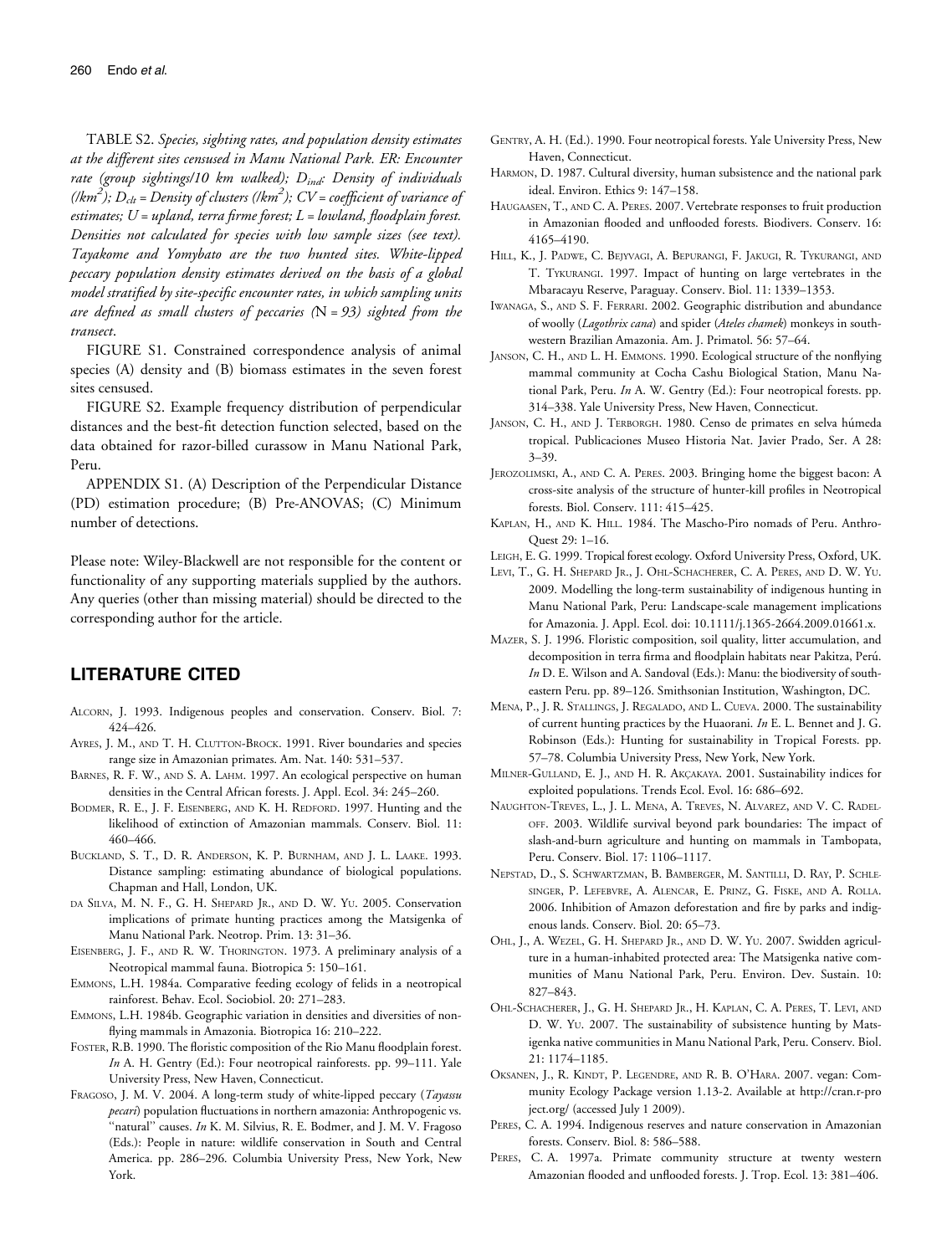TABLE S2. *Species, sighting rates, and population density estimates at the different sites censused in Manu National Park. ER: Encounter rate (group sightings/10 km walked); $D_{ind}$: Density of individuals (/km$^2$); $D_{clt}$ = Density of clusters (/km$^2$); CV = coefficient of variance of estimates; U = upland, terra firme forest; L = lowland, floodplain forest. Densities not calculated for species with low sample sizes (see text). Tayakome and Yomybato are the two hunted sites. White-lipped peccary population density estimates derived on the basis of a global model stratified by site-specific encounter rates, in which sampling units are defined as small clusters of peccaries (*N *= 93) sighted from the transect.*

FIGURE S1. Constrained correspondence analysis of animal species (A) density and (B) biomass estimates in the seven forest sites censused.

FIGURE S2. Example frequency distribution of perpendicular distances and the best-fit detection function selected, based on the data obtained for razor-billed curassow in Manu National Park, Peru.

APPENDIX S1. (A) Description of the Perpendicular Distance (PD) estimation procedure; (B) Pre-ANOVAS; (C) Minimum number of detections.

Please note: Wiley-Blackwell are not responsible for the content or functionality of any supporting materials supplied by the authors. Any queries (other than missing material) should be directed to the corresponding author for the article.

## LITERATURE CITED

ALCORN, J. 1993. Indigenous peoples and conservation. Conserv. Biol. 7: 424–426.

AYRES, J. M., AND T. H. CLUTTON-BROCK. 1991. River boundaries and species range size in Amazonian primates. Am. Nat. 140: 531–537.

BARNES, R. F. W., AND S. A. LAHM. 1997. An ecological perspective on human densities in the Central African forests. J. Appl. Ecol. 34: 245–260.

BODMER, R. E., J. F. EISENBERG, AND K. H. REDFORD. 1997. Hunting and the likelihood of extinction of Amazonian mammals. Conserv. Biol. 11: 460–466.

BUCKLAND, S. T., D. R. ANDERSON, K. P. BURNHAM, AND J. L. LAAKE. 1993. Distance sampling: estimating abundance of biological populations. Chapman and Hall, London, UK.

DA SILVA, M. N. F., G. H. SHEPARD JR., AND D. W. YU. 2005. Conservation implications of primate hunting practices among the Matsigenka of Manu National Park. Neotrop. Prim. 13: 31–36.

EISENBERG, J. F., AND R. W. THORINGTON. 1973. A preliminary analysis of a Neotropical mammal fauna. Biotropica 5: 150–161.

EMMONS, L.H. 1984a. Comparative feeding ecology of felids in a neotropical rainforest. Behav. Ecol. Sociobiol. 20: 271–283.

EMMONS, L.H. 1984b. Geographic variation in densities and diversities of non-flying mammals in Amazonia. Biotropica 16: 210–222.

FOSTER, R.B. 1990. The floristic composition of the Rio Manu floodplain forest. *In* A. H. Gentry (Ed.): Four neotropical rainforests. pp. 99–111. Yale University Press, New Haven, Connecticut.

FRAGOSO, J. M. V. 2004. A long-term study of white-lipped peccary (*Tayassu pecari*) population fluctuations in northern amazonia: Anthropogenic vs. "natural" causes. *In* K. M. Silvius, R. E. Bodmer, and J. M. V. Fragoso (Eds.): People in nature: wildlife conservation in South and Central America. pp. 286–296. Columbia University Press, New York, New York.

GENTRY, A. H. (Ed.). 1990. Four neotropical forests. Yale University Press, New Haven, Connecticut.

HARMON, D. 1987. Cultural diversity, human subsistence and the national park ideal. Environ. Ethics 9: 147–158.

HAUGAASEN, T., AND C. A. PERES. 2007. Vertebrate responses to fruit production in Amazonian flooded and unflooded forests. Biodivers. Conserv. 16: 4165–4190.

HILL, K., J. PADWE, C. BEJYVAGI, A. BEPURANGI, F. JAKUGI, R. TYKURANGI, AND T. TYKURANGI. 1997. Impact of hunting on large vertebrates in the Mbaracayu Reserve, Paraguay. Conserv. Biol. 11: 1339–1353.

IWANAGA, S., AND S. F. FERRARI. 2002. Geographic distribution and abundance of woolly (*Lagothrix cana*) and spider (*Ateles chamek*) monkeys in southwestern Brazilian Amazonia. Am. J. Primatol. 56: 57–64.

JANSON, C. H., AND L. H. EMMONS. 1990. Ecological structure of the nonflying mammal community at Cocha Cashu Biological Station, Manu National Park, Peru. *In* A. W. Gentry (Ed.): Four neotropical forests. pp. 314–338. Yale University Press, New Haven, Connecticut.

JANSON, C. H., AND J. TERBORGH. 1980. Censo de primates en selva húmeda tropical. Publicaciones Museo Historia Nat. Javier Prado, Ser. A 28: 3–39.

JEROZOLIMSKI, A., AND C. A. PERES. 2003. Bringing home the biggest bacon: A cross-site analysis of the structure of hunter-kill profiles in Neotropical forests. Biol. Conserv. 111: 415–425.

KAPLAN, H., AND K. HILL. 1984. The Mascho-Piro nomads of Peru. Anthro-Quest 29: 1–16.

LEIGH, E. G. 1999. Tropical forest ecology. Oxford University Press, Oxford, UK.

LEVI, T., G. H. SHEPARD JR., J. OHL-SCHACHERER, C. A. PERES, AND D. W. YU. 2009. Modelling the long-term sustainability of indigenous hunting in Manu National Park, Peru: Landscape-scale management implications for Amazonia. J. Appl. Ecol. doi: 10.1111/j.1365-2664.2009.01661.x.

MAZER, S. J. 1996. Floristic composition, soil quality, litter accumulation, and decomposition in terra firma and floodplain habitats near Pakitza, Perú. *In* D. E. Wilson and A. Sandoval (Eds.): Manu: the biodiversity of southeastern Peru. pp. 89–126. Smithsonian Institution, Washington, DC.

MENA, P., J. R. STALLINGS, J. REGALADO, AND L. CUEVA. 2000. The sustainability of current hunting practices by the Huaorani. *In* E. L. Bennet and J. G. Robinson (Eds.): Hunting for sustainability in Tropical Forests. pp. 57–78. Columbia University Press, New York, New York.

MILNER-GULLAND, E. J., AND H. R. AKÇAKAYA. 2001. Sustainability indices for exploited populations. Trends Ecol. Evol. 16: 686–692.

NAUGHTON-TREVES, L., J. L. MENA, A. TREVES, N. ALVAREZ, AND V. C. RADELOFF. 2003. Wildlife survival beyond park boundaries: The impact of slash-and-burn agriculture and hunting on mammals in Tambopata, Peru. Conserv. Biol. 17: 1106–1117.

NEPSTAD, D., S. SCHWARTZMAN, B. BAMBERGER, M. SANTILLI, D. RAY, P. SCHLESINGER, P. LEFEBVRE, A. ALENCAR, E. PRINZ, G. FISKE, AND A. ROLLA. 2006. Inhibition of Amazon deforestation and fire by parks and indigenous lands. Conserv. Biol. 20: 65–73.

OHL, J., A. WEZEL, G. H. SHEPARD JR., AND D. W. YU. 2007. Swidden agriculture in a human-inhabited protected area: The Matsigenka native communities of Manu National Park, Peru. Environ. Dev. Sustain. 10: 827–843.

OHL-SCHACHERER, J., G. H. SHEPARD JR., H. KAPLAN, C. A. PERES, T. LEVI, AND D. W. YU. 2007. The sustainability of subsistence hunting by Matsigenka native communities in Manu National Park, Peru. Conserv. Biol. 21: 1174–1185.

OKSANEN, J., R. KINDT, P. LEGENDRE, AND R. B. O'HARA. 2007. vegan: Community Ecology Package version 1.13-2. Available at http://cran.r-project.org/ (accessed July 1 2009).

PERES, C. A. 1994. Indigenous reserves and nature conservation in Amazonian forests. Conserv. Biol. 8: 586–588.

PERES, C. A. 1997a. Primate community structure at twenty western Amazonian flooded and unflooded forests. J. Trop. Ecol. 13: 381–406.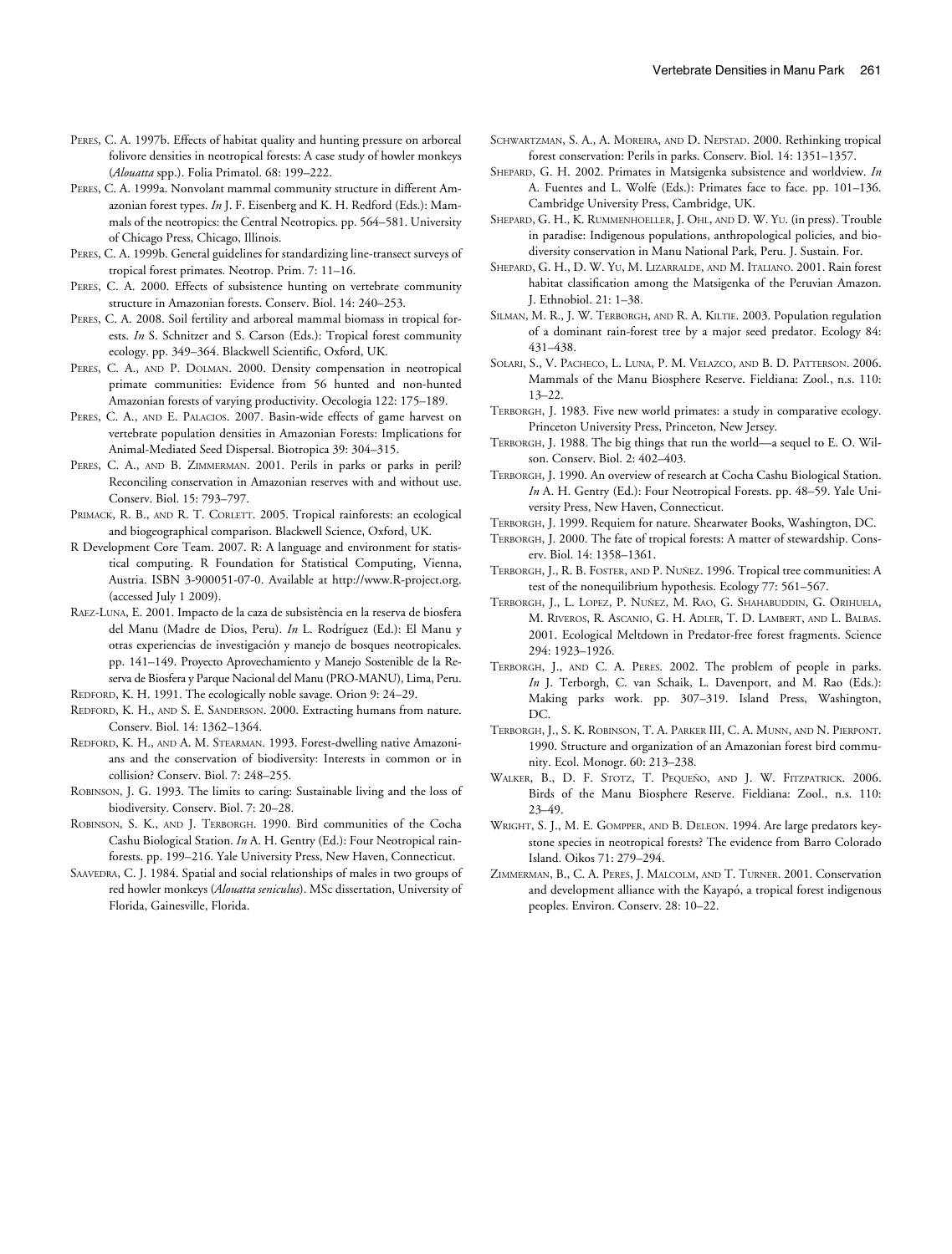PERES, C. A. 1997b. Effects of habitat quality and hunting pressure on arboreal folivore densities in neotropical forests: A case study of howler monkeys (*Alouatta* spp.). Folia Primatol. 68: 199–222.

PERES, C. A. 1999a. Nonvolant mammal community structure in different Amazonian forest types. *In* J. F. Eisenberg and K. H. Redford (Eds.): Mammals of the neotropics: the Central Neotropics. pp. 564–581. University of Chicago Press, Chicago, Illinois.

PERES, C. A. 1999b. General guidelines for standardizing line-transect surveys of tropical forest primates. Neotrop. Prim. 7: 11–16.

PERES, C. A. 2000. Effects of subsistence hunting on vertebrate community structure in Amazonian forests. Conserv. Biol. 14: 240–253.

PERES, C. A. 2008. Soil fertility and arboreal mammal biomass in tropical forests. *In* S. Schnitzer and S. Carson (Eds.): Tropical forest community ecology. pp. 349–364. Blackwell Scientific, Oxford, UK.

PERES, C. A., AND P. DOLMAN. 2000. Density compensation in neotropical primate communities: Evidence from 56 hunted and non-hunted Amazonian forests of varying productivity. Oecologia 122: 175–189.

PERES, C. A., AND E. PALACIOS. 2007. Basin-wide effects of game harvest on vertebrate population densities in Amazonian Forests: Implications for Animal-Mediated Seed Dispersal. Biotropica 39: 304–315.

PERES, C. A., AND B. ZIMMERMAN. 2001. Perils in parks or parks in peril? Reconciling conservation in Amazonian reserves with and without use. Conserv. Biol. 15: 793–797.

PRIMACK, R. B., AND R. T. CORLETT. 2005. Tropical rainforests: an ecological and biogeographical comparison. Blackwell Science, Oxford, UK.

R Development Core Team. 2007. R: A language and environment for statistical computing. R Foundation for Statistical Computing, Vienna, Austria. ISBN 3-900051-07-0. Available at http://www.R-project.org. (accessed July 1 2009).

RAEZ-LUNA, E. 2001. Impacto de la caza de subsistência en la reserva de biosfera del Manu (Madre de Dios, Peru). *In* L. Rodríguez (Ed.): El Manu y otras experiencias de investigación y manejo de bosques neotropicales. pp. 141–149. Proyecto Aprovechamiento y Manejo Sostenible de la Reserva de Biosfera y Parque Nacional del Manu (PRO-MANU), Lima, Peru.

REDFORD, K. H. 1991. The ecologically noble savage. Orion 9: 24–29.

REDFORD, K. H., AND S. E. SANDERSON. 2000. Extracting humans from nature. Conserv. Biol. 14: 1362–1364.

REDFORD, K. H., AND A. M. STEARMAN. 1993. Forest-dwelling native Amazonians and the conservation of biodiversity: Interests in common or in collision? Conserv. Biol. 7: 248–255.

ROBINSON, J. G. 1993. The limits to caring: Sustainable living and the loss of biodiversity. Conserv. Biol. 7: 20–28.

ROBINSON, S. K., AND J. TERBORGH. 1990. Bird communities of the Cocha Cashu Biological Station. *In* A. H. Gentry (Ed.): Four Neotropical rainforests. pp. 199–216. Yale University Press, New Haven, Connecticut.

SAAVEDRA, C. J. 1984. Spatial and social relationships of males in two groups of red howler monkeys (*Alouatta seniculus*). MSc dissertation, University of Florida, Gainesville, Florida.

SCHWARTZMAN, S. A., A. MOREIRA, AND D. NEPSTAD. 2000. Rethinking tropical forest conservation: Perils in parks. Conserv. Biol. 14: 1351–1357.

SHEPARD, G. H. 2002. Primates in Matsigenka subsistence and worldview. *In* A. Fuentes and L. Wolfe (Eds.): Primates face to face. pp. 101–136. Cambridge University Press, Cambridge, UK.

SHEPARD, G. H., K. RUMMENHOELLER, J. OHL, AND D. W. YU. (in press). Trouble in paradise: Indigenous populations, anthropological policies, and biodiversity conservation in Manu National Park, Peru. J. Sustain. For.

SHEPARD, G. H., D. W. YU, M. LIZARRALDE, AND M. ITALIANO. 2001. Rain forest habitat classification among the Matsigenka of the Peruvian Amazon. J. Ethnobiol. 21: 1–38.

SILMAN, M. R., J. W. TERBORGH, AND R. A. KILTIE. 2003. Population regulation of a dominant rain-forest tree by a major seed predator. Ecology 84: 431–438.

SOLARI, S., V. PACHECO, L. LUNA, P. M. VELAZCO, AND B. D. PATTERSON. 2006. Mammals of the Manu Biosphere Reserve. Fieldiana: Zool., n.s. 110: 13–22.

TERBORGH, J. 1983. Five new world primates: a study in comparative ecology. Princeton University Press, Princeton, New Jersey.

TERBORGH, J. 1988. The big things that run the world—a sequel to E. O. Wilson. Conserv. Biol. 2: 402–403.

TERBORGH, J. 1990. An overview of research at Cocha Cashu Biological Station. *In* A. H. Gentry (Ed.): Four Neotropical Forests. pp. 48–59. Yale University Press, New Haven, Connecticut.

TERBORGH, J. 1999. Requiem for nature. Shearwater Books, Washington, DC.

TERBORGH, J. 2000. The fate of tropical forests: A matter of stewardship. Conserv. Biol. 14: 1358–1361.

TERBORGH, J., R. B. FOSTER, AND P. NUÑEZ. 1996. Tropical tree communities: A test of the nonequilibrium hypothesis. Ecology 77: 561–567.

TERBORGH, J., L. LOPEZ, P. NUÑEZ, M. RAO, G. SHAHABUDDIN, G. ORIHUELA, M. RIVEROS, R. ASCANIO, G. H. ADLER, T. D. LAMBERT, AND L. BALBAS. 2001. Ecological Meltdown in Predator-free forest fragments. Science 294: 1923–1926.

TERBORGH, J., AND C. A. PERES. 2002. The problem of people in parks. *In* J. Terborgh, C. van Schaik, L. Davenport, and M. Rao (Eds.): Making parks work. pp. 307–319. Island Press, Washington, DC.

TERBORGH, J., S. K. ROBINSON, T. A. PARKER III, C. A. MUNN, AND N. PIERPONT. 1990. Structure and organization of an Amazonian forest bird community. Ecol. Monogr. 60: 213–238.

WALKER, B., D. F. STOTZ, T. PEQUEÑO, AND J. W. FITZPATRICK. 2006. Birds of the Manu Biosphere Reserve. Fieldiana: Zool., n.s. 110: 23–49.

WRIGHT, S. J., M. E. GOMPPER, AND B. DELEON. 1994. Are large predators keystone species in neotropical forests? The evidence from Barro Colorado Island. Oikos 71: 279–294.

ZIMMERMAN, B., C. A. PERES, J. MALCOLM, AND T. TURNER. 2001. Conservation and development alliance with the Kayapó, a tropical forest indigenous peoples. Environ. Conserv. 28: 10–22.